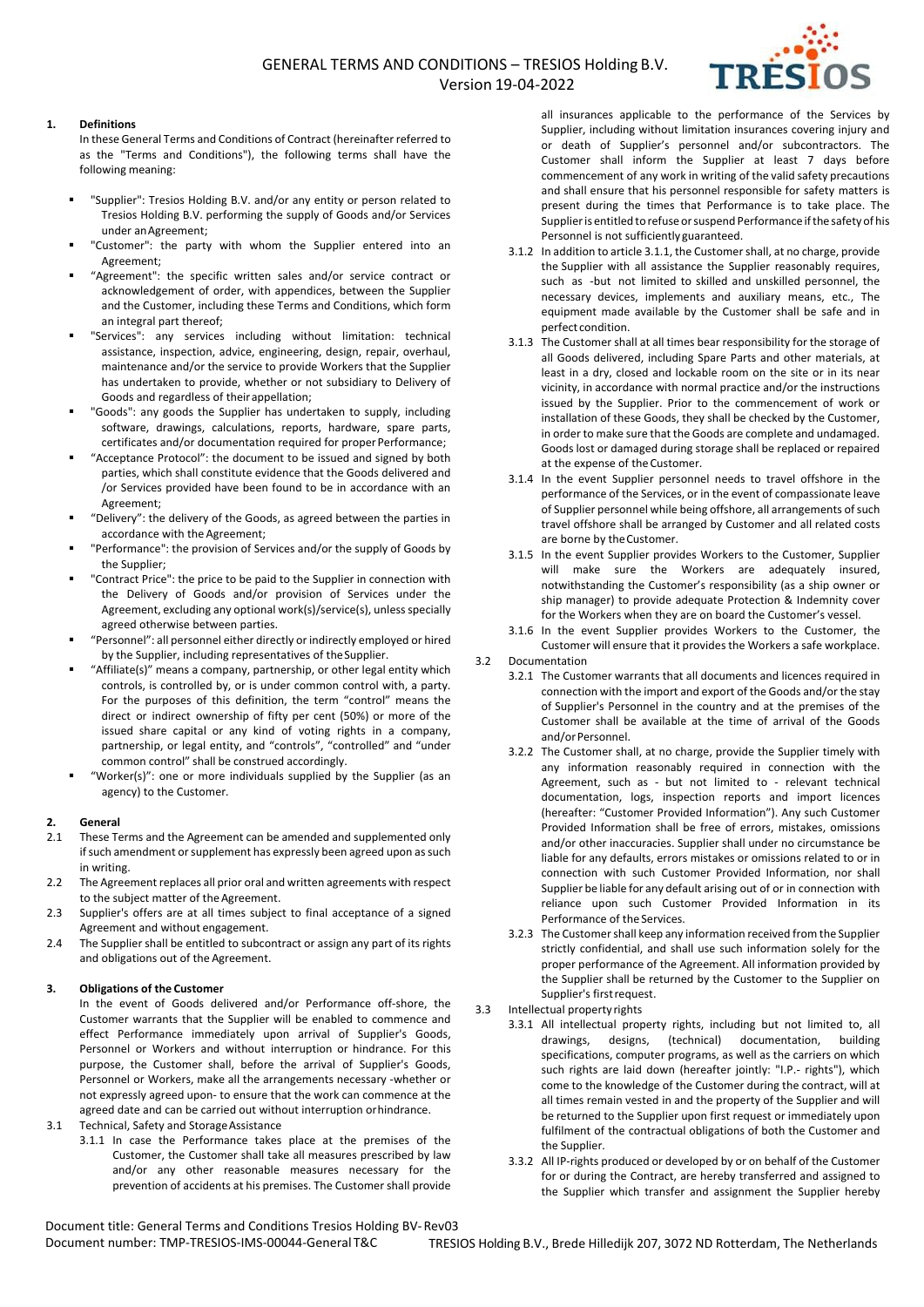# GENERAL TERMS AND CONDITIONS – TRESIOS Holding B.V.
Version 19-04-2022

## 1. Definitions

In these General Terms and Conditions of Contract (hereinafter referred to as the "Terms and Conditions"), the following terms shall have the following meaning:

- "Supplier": Tresios Holding B.V. and/or any entity or person related to Tresios Holding B.V. performing the supply of Goods and/or Services under an Agreement;
- "Customer": the party with whom the Supplier entered into an Agreement;
- "Agreement": the specific written sales and/or service contract or acknowledgement of order, with appendices, between the Supplier and the Customer, including these Terms and Conditions, which form an integral part thereof;
- "Services": any services including without limitation: technical assistance, inspection, advice, engineering, design, repair, overhaul, maintenance and/or the service to provide Workers that the Supplier has undertaken to provide, whether or not subsidiary to Delivery of Goods and regardless of their appellation;
- "Goods": any goods the Supplier has undertaken to supply, including software, drawings, calculations, reports, hardware, spare parts, certificates and/or documentation required for proper Performance;
- "Acceptance Protocol": the document to be issued and signed by both parties, which shall constitute evidence that the Goods delivered and /or Services provided have been found to be in accordance with an Agreement;
- "Delivery": the delivery of the Goods, as agreed between the parties in accordance with the Agreement;
- "Performance": the provision of Services and/or the supply of Goods by the Supplier;
- "Contract Price": the price to be paid to the Supplier in connection with the Delivery of Goods and/or provision of Services under the Agreement, excluding any optional work(s)/service(s), unless specially agreed otherwise between parties.
- "Personnel": all personnel either directly or indirectly employed or hired by the Supplier, including representatives of the Supplier.
- "Affiliate(s)" means a company, partnership, or other legal entity which controls, is controlled by, or is under common control with, a party. For the purposes of this definition, the term "control" means the direct or indirect ownership of fifty per cent (50%) or more of the issued share capital or any kind of voting rights in a company, partnership, or legal entity, and "controls", "controlled" and "under common control" shall be construed accordingly.
- "Worker(s)": one or more individuals supplied by the Supplier (as an agency) to the Customer.

## 2. General

2.1 These Terms and the Agreement can be amended and supplemented only if such amendment or supplement has expressly been agreed upon as such in writing.

2.2 The Agreement replaces all prior oral and written agreements with respect to the subject matter of the Agreement.

2.3 Supplier's offers are at all times subject to final acceptance of a signed Agreement and without engagement.

2.4 The Supplier shall be entitled to subcontract or assign any part of its rights and obligations out of the Agreement.

## 3. Obligations of the Customer

In the event of Goods delivered and/or Performance off-shore, the Customer warrants that the Supplier will be enabled to commence and effect Performance immediately upon arrival of Supplier's Goods, Personnel or Workers and without interruption or hindrance. For this purpose, the Customer shall, before the arrival of Supplier's Goods, Personnel or Workers, make all the arrangements necessary -whether or not expressly agreed upon- to ensure that the work can commence at the agreed date and can be carried out without interruption or hindrance.

3.1 Technical, Safety and Storage Assistance

3.1.1 In case the Performance takes place at the premises of the Customer, the Customer shall take all measures prescribed by law and/or any other reasonable measures necessary for the prevention of accidents at his premises. The Customer shall provide all insurances applicable to the performance of the Services by Supplier, including without limitation insurances covering injury and or death of Supplier's personnel and/or subcontractors. The Customer shall inform the Supplier at least 7 days before commencement of any work in writing of the valid safety precautions and shall ensure that his personnel responsible for safety matters is present during the times that Performance is to take place. The Supplier is entitled to refuse or suspend Performance if the safety of his Personnel is not sufficiently guaranteed.

3.1.2 In addition to article 3.1.1, the Customer shall, at no charge, provide the Supplier with all assistance the Supplier reasonably requires, such as -but not limited to skilled and unskilled personnel, the necessary devices, implements and auxiliary means, etc., The equipment made available by the Customer shall be safe and in perfect condition.

3.1.3 The Customer shall at all times bear responsibility for the storage of all Goods delivered, including Spare Parts and other materials, at least in a dry, closed and lockable room on the site or in its near vicinity, in accordance with normal practice and/or the instructions issued by the Supplier. Prior to the commencement of work or installation of these Goods, they shall be checked by the Customer, in order to make sure that the Goods are complete and undamaged. Goods lost or damaged during storage shall be replaced or repaired at the expense of the Customer.

3.1.4 In the event Supplier personnel needs to travel offshore in the performance of the Services, or in the event of compassionate leave of Supplier personnel while being offshore, all arrangements of such travel offshore shall be arranged by Customer and all related costs are borne by the Customer.

3.1.5 In the event Supplier provides Workers to the Customer, Supplier will make sure the Workers are adequately insured, notwithstanding the Customer's responsibility (as a ship owner or ship manager) to provide adequate Protection & Indemnity cover for the Workers when they are on board the Customer's vessel.

3.1.6 In the event Supplier provides Workers to the Customer, the Customer will ensure that it provides the Workers a safe workplace.

3.2 Documentation

3.2.1 The Customer warrants that all documents and licences required in connection with the import and export of the Goods and/or the stay of Supplier's Personnel in the country and at the premises of the Customer shall be available at the time of arrival of the Goods and/or Personnel.

3.2.2 The Customer shall, at no charge, provide the Supplier timely with any information reasonably required in connection with the Agreement, such as - but not limited to - relevant technical documentation, logs, inspection reports and import licences (hereafter: "Customer Provided Information"). Any such Customer Provided Information shall be free of errors, mistakes, omissions and/or other inaccuracies. Supplier shall under no circumstance be liable for any defaults, errors mistakes or omissions related to or in connection with such Customer Provided Information, nor shall Supplier be liable for any default arising out of or in connection with reliance upon such Customer Provided Information in its Performance of the Services.

3.2.3 The Customer shall keep any information received from the Supplier strictly confidential, and shall use such information solely for the proper performance of the Agreement. All information provided by the Supplier shall be returned by the Customer to the Supplier on Supplier's first request.

3.3 Intellectual property rights

3.3.1 All intellectual property rights, including but not limited to, all drawings, designs, (technical) documentation, building specifications, computer programs, as well as the carriers on which such rights are laid down (hereafter jointly: "I.P.- rights"), which come to the knowledge of the Customer during the contract, will at all times remain vested in and the property of the Supplier and will be returned to the Supplier upon first request or immediately upon fulfilment of the contractual obligations of both the Customer and the Supplier.

3.3.2 All IP-rights produced or developed by or on behalf of the Customer for or during the Contract, are hereby transferred and assigned to the Supplier which transfer and assignment the Supplier hereby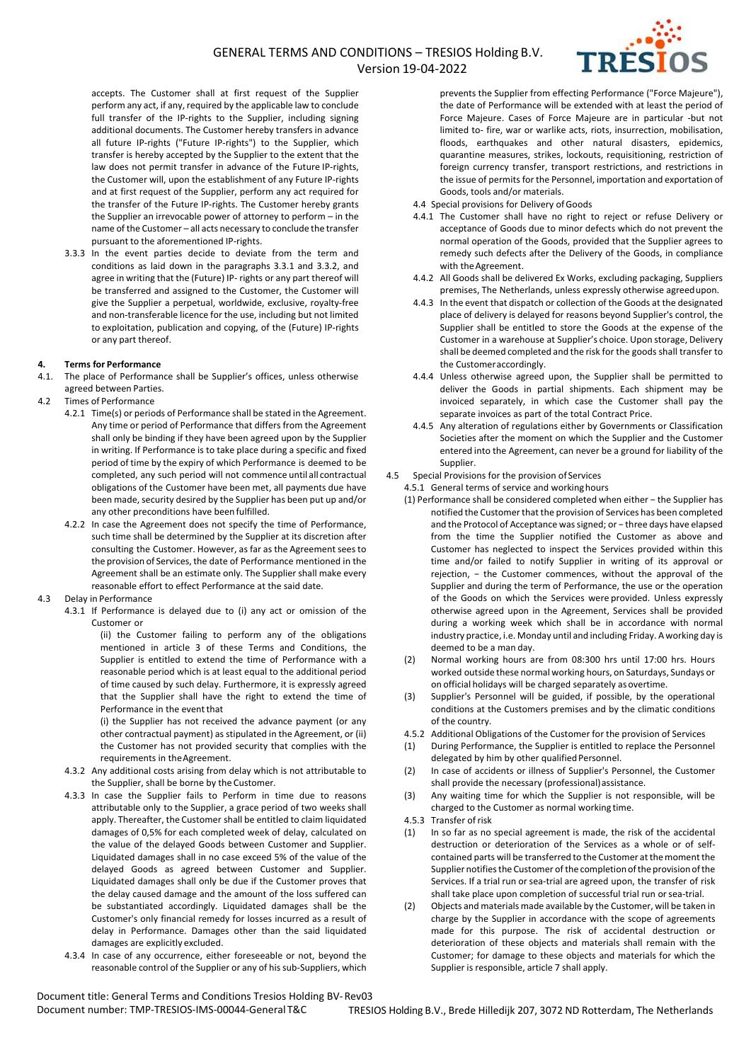accepts. The Customer shall at first request of the Supplier perform any act, if any, required by the applicable law to conclude full transfer of the IP-rights to the Supplier, including signing additional documents. The Customer hereby transfers in advance all future IP-rights ("Future IP-rights") to the Supplier, which transfer is hereby accepted by the Supplier to the extent that the law does not permit transfer in advance of the Future IP-rights, the Customer will, upon the establishment of any Future IP-rights and at first request of the Supplier, perform any act required for the transfer of the Future IP-rights. The Customer hereby grants the Supplier an irrevocable power of attorney to perform – in the name of the Customer – all acts necessary to conclude the transfer pursuant to the aforementioned IP-rights.

3.3.3 In the event parties decide to deviate from the term and conditions as laid down in the paragraphs 3.3.1 and 3.3.2, and agree in writing that the (Future) IP- rights or any part thereof will be transferred and assigned to the Customer, the Customer will give the Supplier a perpetual, worldwide, exclusive, royalty-free and non-transferable licence for the use, including but not limited to exploitation, publication and copying, of the (Future) IP-rights or any part thereof.

**4. Terms for Performance**

4.1. The place of Performance shall be Supplier's offices, unless otherwise agreed between Parties.

4.2 Times of Performance

4.2.1 Time(s) or periods of Performance shall be stated in the Agreement. Any time or period of Performance that differs from the Agreement shall only be binding if they have been agreed upon by the Supplier in writing. If Performance is to take place during a specific and fixed period of time by the expiry of which Performance is deemed to be completed, any such period will not commence until all contractual obligations of the Customer have been met, all payments due have been made, security desired by the Supplier has been put up and/or any other preconditions have been fulfilled.

4.2.2 In case the Agreement does not specify the time of Performance, such time shall be determined by the Supplier at its discretion after consulting the Customer. However, as far as the Agreement sees to the provision of Services, the date of Performance mentioned in the Agreement shall be an estimate only. The Supplier shall make every reasonable effort to effect Performance at the said date.

4.3 Delay in Performance

4.3.1 If Performance is delayed due to (i) any act or omission of the Customer or

(ii) the Customer failing to perform any of the obligations mentioned in article 3 of these Terms and Conditions, the Supplier is entitled to extend the time of Performance with a reasonable period which is at least equal to the additional period of time caused by such delay. Furthermore, it is expressly agreed that the Supplier shall have the right to extend the time of Performance in the event that

(i) the Supplier has not received the advance payment (or any other contractual payment) as stipulated in the Agreement, or (ii) the Customer has not provided security that complies with the requirements in the Agreement.

4.3.2 Any additional costs arising from delay which is not attributable to the Supplier, shall be borne by the Customer.

4.3.3 In case the Supplier fails to Perform in time due to reasons attributable only to the Supplier, a grace period of two weeks shall apply. Thereafter, the Customer shall be entitled to claim liquidated damages of 0,5% for each completed week of delay, calculated on the value of the delayed Goods between Customer and Supplier. Liquidated damages shall in no case exceed 5% of the value of the delayed Goods as agreed between Customer and Supplier. Liquidated damages shall only be due if the Customer proves that the delay caused damage and the amount of the loss suffered can be substantiated accordingly. Liquidated damages shall be the Customer's only financial remedy for losses incurred as a result of delay in Performance. Damages other than the said liquidated damages are explicitly excluded.

4.3.4 In case of any occurrence, either foreseeable or not, beyond the reasonable control of the Supplier or any of his sub-Suppliers, which prevents the Supplier from effecting Performance ("Force Majeure"), the date of Performance will be extended with at least the period of Force Majeure. Cases of Force Majeure are in particular -but not limited to- fire, war or warlike acts, riots, insurrection, mobilisation, floods, earthquakes and other natural disasters, epidemics, quarantine measures, strikes, lockouts, requisitioning, restriction of foreign currency transfer, transport restrictions, and restrictions in the issue of permits for the Personnel, importation and exportation of Goods, tools and/or materials.

4.4 Special provisions for Delivery of Goods

4.4.1 The Customer shall have no right to reject or refuse Delivery or acceptance of Goods due to minor defects which do not prevent the normal operation of the Goods, provided that the Supplier agrees to remedy such defects after the Delivery of the Goods, in compliance with the Agreement.

4.4.2 All Goods shall be delivered Ex Works, excluding packaging, Suppliers premises, The Netherlands, unless expressly otherwise agreed upon.

4.4.3 In the event that dispatch or collection of the Goods at the designated place of delivery is delayed for reasons beyond Supplier's control, the Supplier shall be entitled to store the Goods at the expense of the Customer in a warehouse at Supplier's choice. Upon storage, Delivery shall be deemed completed and the risk for the goods shall transfer to the Customer accordingly.

4.4.4 Unless otherwise agreed upon, the Supplier shall be permitted to deliver the Goods in partial shipments. Each shipment may be invoiced separately, in which case the Customer shall pay the separate invoices as part of the total Contract Price.

4.4.5 Any alteration of regulations either by Governments or Classification Societies after the moment on which the Supplier and the Customer entered into the Agreement, can never be a ground for liability of the Supplier.

4.5 Special Provisions for the provision of Services

4.5.1 General terms of service and working hours

(1) Performance shall be considered completed when either – the Supplier has notified the Customer that the provision of Services has been completed and the Protocol of Acceptance was signed; or – three days have elapsed from the time the Supplier notified the Customer as above and Customer has neglected to inspect the Services provided within this time and/or failed to notify Supplier in writing of its approval or rejection, – the Customer commences, without the approval of the Supplier and during the term of Performance, the use or the operation of the Goods on which the Services were provided. Unless expressly otherwise agreed upon in the Agreement, Services shall be provided during a working week which shall be in accordance with normal industry practice, i.e. Monday until and including Friday. A working day is deemed to be a man day.

(2) Normal working hours are from 08:300 hrs until 17:00 hrs. Hours worked outside these normal working hours, on Saturdays, Sundays or on official holidays will be charged separately as overtime.

(3) Supplier's Personnel will be guided, if possible, by the operational conditions at the Customers premises and by the climatic conditions of the country.

4.5.2 Additional Obligations of the Customer for the provision of Services

(1) During Performance, the Supplier is entitled to replace the Personnel delegated by him by other qualified Personnel.

(2) In case of accidents or illness of Supplier's Personnel, the Customer shall provide the necessary (professional) assistance.

(3) Any waiting time for which the Supplier is not responsible, will be charged to the Customer as normal working time.

4.5.3 Transfer of risk

(1) In so far as no special agreement is made, the risk of the accidental destruction or deterioration of the Services as a whole or of self-contained parts will be transferred to the Customer at the moment the Supplier notifies the Customer of the completion of the provision of the Services. If a trial run or sea-trial are agreed upon, the transfer of risk shall take place upon completion of successful trial run or sea-trial.

(2) Objects and materials made available by the Customer, will be taken in charge by the Supplier in accordance with the scope of agreements made for this purpose. The risk of accidental destruction or deterioration of these objects and materials shall remain with the Customer; for damage to these objects and materials for which the Supplier is responsible, article 7 shall apply.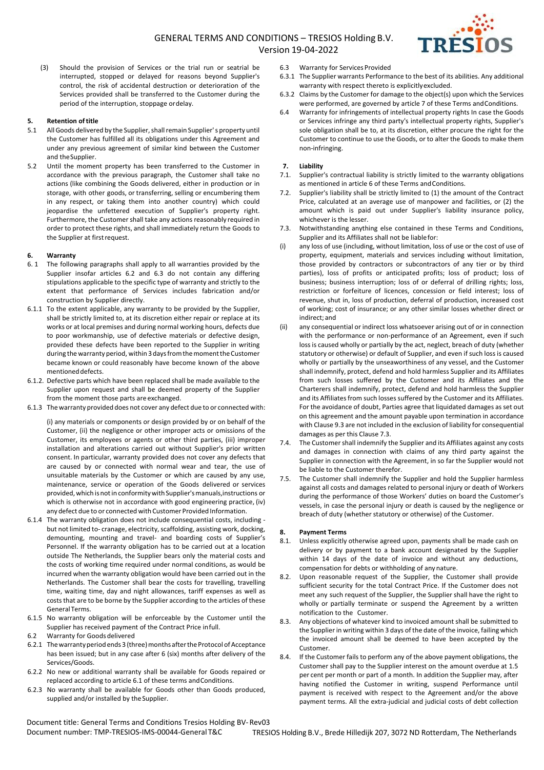(3) Should the provision of Services or the trial run or seatrial be interrupted, stopped or delayed for reasons beyond Supplier's control, the risk of accidental destruction or deterioration of the Services provided shall be transferred to the Customer during the period of the interruption, stoppage or delay.

**5. Retention of title**

5.1 All Goods delivered by the Supplier, shall remain Supplier' s property until the Customer has fulfilled all its obligations under this Agreement and under any previous agreement of similar kind between the Customer and the Supplier.

5.2 Until the moment property has been transferred to the Customer in accordance with the previous paragraph, the Customer shall take no actions (like combining the Goods delivered, either in production or in storage, with other goods, or transferring, selling or encumbering them in any respect, or taking them into another country) which could jeopardise the unfettered execution of Supplier's property right. Furthermore, the Customer shall take any actions reasonably required in order to protect these rights, and shall immediately return the Goods to the Supplier at first request.

**6. Warranty**

6. 1 The following paragraphs shall apply to all warranties provided by the Supplier insofar articles 6.2 and 6.3 do not contain any differing stipulations applicable to the specific type of warranty and strictly to the extent that performance of Services includes fabrication and/or construction by Supplier directly.

6.1.1 To the extent applicable, any warranty to be provided by the Supplier, shall be strictly limited to, at its discretion either repair or replace at its works or at local premises and during normal working hours, defects due to poor workmanship, use of defective materials or defective design, provided these defects have been reported to the Supplier in writing during the warranty period, within 3 days from the moment the Customer became known or could reasonably have become known of the above mentioned defects.

6.1.2. Defective parts which have been replaced shall be made available to the Supplier upon request and shall be deemed property of the Supplier from the moment those parts are exchanged.

6.1.3 The warranty provided does not cover any defect due to or connected with:

(i) any materials or components or design provided by or on behalf of the Customer, (ii) the negligence or other improper acts or omissions of the Customer, its employees or agents or other third parties, (iii) improper installation and alterations carried out without Supplier's prior written consent. In particular, warranty provided does not cover any defects that are caused by or connected with normal wear and tear, the use of unsuitable materials by the Customer or which are caused by any use, maintenance, service or operation of the Goods delivered or services provided, which is not in conformity with Supplier's manuals,instructions or which is otherwise not in accordance with good engineering practice, (iv) any defect due to or connected with Customer Provided Information.

6.1.4 The warranty obligation does not include consequential costs, including - but not limited to- cranage, electricity, scaffolding, assisting work, docking, demounting, mounting and travel- and boarding costs of Supplier's Personnel. If the warranty obligation has to be carried out at a location outside The Netherlands, the Supplier bears only the material costs and the costs of working time required under normal conditions, as would be incurred when the warranty obligation would have been carried out in the Netherlands. The Customer shall bear the costs for travelling, travelling time, waiting time, day and night allowances, tariff expenses as well as costs that are to be borne by the Supplier according to the articles of these General Terms.

6.1.5 No warranty obligation will be enforceable by the Customer until the Supplier has received payment of the Contract Price in full.

6.2 Warranty for Goods delivered

6.2.1 The warranty period ends 3 (three) months after the Protocol of Acceptance has been issued; but in any case after 6 (six) months after delivery of the Services/Goods.

6.2.2 No new or additional warranty shall be available for Goods repaired or replaced according to article 6.1 of these terms and Conditions.

6.2.3 No warranty shall be available for Goods other than Goods produced, supplied and/or installed by the Supplier.

6.3 Warranty for Services Provided

6.3.1 The Supplier warrants Performance to the best of its abilities. Any additional warranty with respect thereto is explicitly excluded.

6.3.2 Claims by the Customer for damage to the object(s) upon which the Services were performed, are governed by article 7 of these Terms and Conditions.

6.4 Warranty for infringements of intellectual property rights In case the Goods or Services infringe any third party's intellectual property rights, Supplier's sole obligation shall be to, at its discretion, either procure the right for the Customer to continue to use the Goods, or to alter the Goods to make them non-infringing.

**7. Liability**

7.1. Supplier's contractual liability is strictly limited to the warranty obligations as mentioned in article 6 of these Terms and Conditions.

7.2. Supplier's liability shall be strictly limited to (1) the amount of the Contract Price, calculated at an average use of manpower and facilities, or (2) the amount which is paid out under Supplier's liability insurance policy, whichever is the lesser.

7.3. Notwithstanding anything else contained in these Terms and Conditions, Supplier and its Affiliates shall not be liable for:

(i) any loss of use (including, without limitation, loss of use or the cost of use of property, equipment, materials and services including without limitation, those provided by contractors or subcontractors of any tier or by third parties), loss of profits or anticipated profits; loss of product; loss of business; business interruption; loss of or deferral of drilling rights; loss, restriction or forfeiture of licences, concession or field interest; loss of revenue, shut in, loss of production, deferral of production, increased cost of working; cost of insurance; or any other similar losses whether direct or indirect; and

(ii) any consequential or indirect loss whatsoever arising out of or in connection with the performance or non-performance of an Agreement, even if such loss is caused wholly or partially by the act, neglect, breach of duty (whether statutory or otherwise) or default of Supplier, and even if such loss is caused wholly or partially by the unseaworthiness of any vessel, and the Customer shall indemnify, protect, defend and hold harmless Supplier and its Affiliates from such losses suffered by the Customer and its Affiliates and the Charterers shall indemnify, protect, defend and hold harmless the Supplier and its Affiliates from such losses suffered by the Customer and its Affiliates. For the avoidance of doubt, Parties agree that liquidated damages as set out on this agreement and the amount payable upon termination in accordance with Clause 9.3 are not included in the exclusion of liability for consequential damages as per this Clause 7.3.

7.4. The Customer shall indemnify the Supplier and its Affiliates against any costs and damages in connection with claims of any third party against the Supplier in connection with the Agreement, in so far the Supplier would not be liable to the Customer therefor.

7.5. The Customer shall indemnify the Supplier and hold the Supplier harmless against all costs and damages related to personal injury or death of Workers during the performance of those Workers' duties on board the Customer's vessels, in case the personal injury or death is caused by the negligence or breach of duty (whether statutory or otherwise) of the Customer.

**8. Payment Terms**

8.1. Unless explicitly otherwise agreed upon, payments shall be made cash on delivery or by payment to a bank account designated by the Supplier within 14 days of the date of invoice and without any deductions, compensation for debts or withholding of any nature.

8.2. Upon reasonable request of the Supplier, the Customer shall provide sufficient security for the total Contract Price. If the Customer does not meet any such request of the Supplier, the Supplier shall have the right to wholly or partially terminate or suspend the Agreement by a written notification to the Customer.

8.3. Any objections of whatever kind to invoiced amount shall be submitted to the Supplier in writing within 3 days of the date of the invoice, failing which the invoiced amount shall be deemed to have been accepted by the Customer.

8.4. If the Customer fails to perform any of the above payment obligations, the Customer shall pay to the Supplier interest on the amount overdue at 1.5 per cent per month or part of a month. In addition the Supplier may, after having notified the Customer in writing, suspend Performance until payment is received with respect to the Agreement and/or the above payment terms. All the extra-judicial and judicial costs of debt collection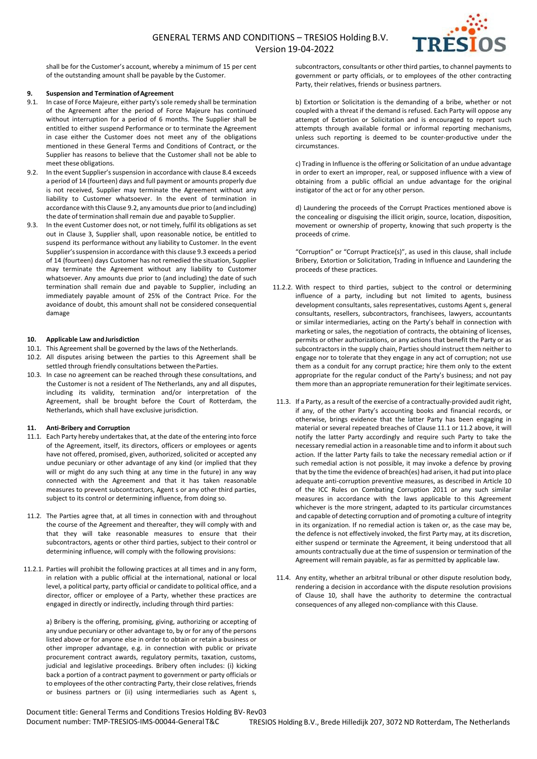shall be for the Customer's account, whereby a minimum of 15 per cent of the outstanding amount shall be payable by the Customer.

**9. Suspension and Termination of Agreement**

9.1. In case of Force Majeure, either party's sole remedy shall be termination of the Agreement after the period of Force Majeure has continued without interruption for a period of 6 months. The Supplier shall be entitled to either suspend Performance or to terminate the Agreement in case either the Customer does not meet any of the obligations mentioned in these General Terms and Conditions of Contract, or the Supplier has reasons to believe that the Customer shall not be able to meet these obligations.

9.2. In the event Supplier's suspension in accordance with clause 8.4 exceeds a period of 14 (fourteen) days and full payment or amounts properly due is not received, Supplier may terminate the Agreement without any liability to Customer whatsoever. In the event of termination in accordance with this Clause 9.2, any amounts due prior to (and including) the date of termination shall remain due and payable to Supplier.

9.3. In the event Customer does not, or not timely, fulfil its obligations as set out in Clause 3, Supplier shall, upon reasonable notice, be entitled to suspend its performance without any liability to Customer. In the event Supplier's suspension in accordance with this clause 9.3 exceeds a period of 14 (fourteen) days Customer has not remedied the situation, Supplier may terminate the Agreement without any liability to Customer whatsoever. Any amounts due prior to (and including) the date of such termination shall remain due and payable to Supplier, including an immediately payable amount of 25% of the Contract Price. For the avoidance of doubt, this amount shall not be considered consequential damage

**10. Applicable Law and Jurisdiction**

10.1. This Agreement shall be governed by the laws of the Netherlands.

10.2. All disputes arising between the parties to this Agreement shall be settled through friendly consultations between the Parties.

10.3. In case no agreement can be reached through these consultations, and the Customer is not a resident of The Netherlands, any and all disputes, including its validity, termination and/or interpretation of the Agreement, shall be brought before the Court of Rotterdam, the Netherlands, which shall have exclusive jurisdiction.

**11. Anti-Bribery and Corruption**

11.1. Each Party hereby undertakes that, at the date of the entering into force of the Agreement, itself, its directors, officers or employees or agents have not offered, promised, given, authorized, solicited or accepted any undue pecuniary or other advantage of any kind (or implied that they will or might do any such thing at any time in the future) in any way connected with the Agreement and that it has taken reasonable measures to prevent subcontractors, Agent s or any other third parties, subject to its control or determining influence, from doing so.

11.2. The Parties agree that, at all times in connection with and throughout the course of the Agreement and thereafter, they will comply with and that they will take reasonable measures to ensure that their subcontractors, agents or other third parties, subject to their control or determining influence, will comply with the following provisions:

11.2.1. Parties will prohibit the following practices at all times and in any form, in relation with a public official at the international, national or local level, a political party, party official or candidate to political office, and a director, officer or employee of a Party, whether these practices are engaged in directly or indirectly, including through third parties:

a) Bribery is the offering, promising, giving, authorizing or accepting of any undue pecuniary or other advantage to, by or for any of the persons listed above or for anyone else in order to obtain or retain a business or other improper advantage, e.g. in connection with public or private procurement contract awards, regulatory permits, taxation, customs, judicial and legislative proceedings. Bribery often includes: (i) kicking back a portion of a contract payment to government or party officials or to employees of the other contracting Party, their close relatives, friends or business partners or (ii) using intermediaries such as Agent s, subcontractors, consultants or other third parties, to channel payments to government or party officials, or to employees of the other contracting Party, their relatives, friends or business partners.

b) Extortion or Solicitation is the demanding of a bribe, whether or not coupled with a threat if the demand is refused. Each Party will oppose any attempt of Extortion or Solicitation and is encouraged to report such attempts through available formal or informal reporting mechanisms, unless such reporting is deemed to be counter-productive under the circumstances.

c) Trading in Influence is the offering or Solicitation of an undue advantage in order to exert an improper, real, or supposed influence with a view of obtaining from a public official an undue advantage for the original instigator of the act or for any other person.

d) Laundering the proceeds of the Corrupt Practices mentioned above is the concealing or disguising the illicit origin, source, location, disposition, movement or ownership of property, knowing that such property is the proceeds of crime.

"Corruption" or "Corrupt Practice(s)", as used in this clause, shall include Bribery, Extortion or Solicitation, Trading in Influence and Laundering the proceeds of these practices.

11.2.2. With respect to third parties, subject to the control or determining influence of a party, including but not limited to agents, business development consultants, sales representatives, customs Agent s, general consultants, resellers, subcontractors, franchisees, lawyers, accountants or similar intermediaries, acting on the Party's behalf in connection with marketing or sales, the negotiation of contracts, the obtaining of licenses, permits or other authorizations, or any actions that benefit the Party or as subcontractors in the supply chain, Parties should instruct them neither to engage nor to tolerate that they engage in any act of corruption; not use them as a conduit for any corrupt practice; hire them only to the extent appropriate for the regular conduct of the Party's business; and not pay them more than an appropriate remuneration for their legitimate services.

11.3. If a Party, as a result of the exercise of a contractually-provided audit right, if any, of the other Party's accounting books and financial records, or otherwise, brings evidence that the latter Party has been engaging in material or several repeated breaches of Clause 11.1 or 11.2 above, it will notify the latter Party accordingly and require such Party to take the necessary remedial action in a reasonable time and to inform it about such action. If the latter Party fails to take the necessary remedial action or if such remedial action is not possible, it may invoke a defence by proving that by the time the evidence of breach(es) had arisen, it had put into place adequate anti-corruption preventive measures, as described in Article 10 of the ICC Rules on Combating Corruption 2011 or any such similar measures in accordance with the laws applicable to this Agreement whichever is the more stringent, adapted to its particular circumstances and capable of detecting corruption and of promoting a culture of integrity in its organization. If no remedial action is taken or, as the case may be, the defence is not effectively invoked, the first Party may, at its discretion, either suspend or terminate the Agreement, it being understood that all amounts contractually due at the time of suspension or termination of the Agreement will remain payable, as far as permitted by applicable law.

11.4. Any entity, whether an arbitral tribunal or other dispute resolution body, rendering a decision in accordance with the dispute resolution provisions of Clause 10, shall have the authority to determine the contractual consequences of any alleged non-compliance with this Clause.